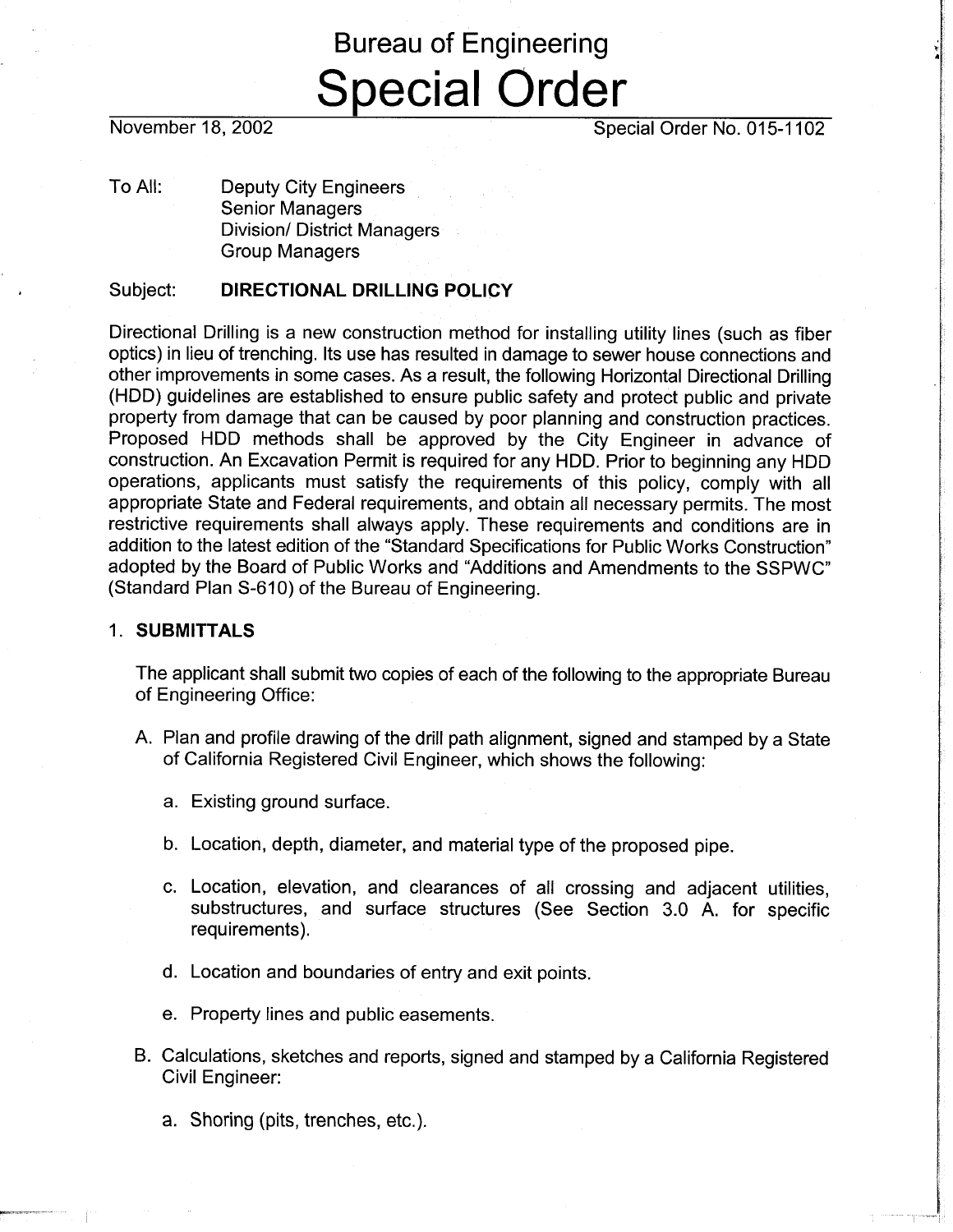# Bureau of Engineering
# Special Order

November 18, 2002 | Special Order No. 015-1102

To All: Deputy City Engineers
Senior Managers
Division/ District Managers
Group Managers

Subject: **DIRECTIONAL DRILLING POLICY**

Directional Drilling is a new construction method for installing utility lines (such as fiber optics) in lieu of trenching. Its use has resulted in damage to sewer house connections and other improvements in some cases. As a result, the following Horizontal Directional Drilling (HDD) guidelines are established to ensure public safety and protect public and private property from damage that can be caused by poor planning and construction practices. Proposed HDD methods shall be approved by the City Engineer in advance of construction. An Excavation Permit is required for any HDD. Prior to beginning any HDD operations, applicants must satisfy the requirements of this policy, comply with all appropriate State and Federal requirements, and obtain all necessary permits. The most restrictive requirements shall always apply. These requirements and conditions are in addition to the latest edition of the "Standard Specifications for Public Works Construction" adopted by the Board of Public Works and "Additions and Amendments to the SSPWC" (Standard Plan S-610) of the Bureau of Engineering.

## 1. SUBMITTALS

The applicant shall submit two copies of each of the following to the appropriate Bureau of Engineering Office:

A. Plan and profile drawing of the drill path alignment, signed and stamped by a State of California Registered Civil Engineer, which shows the following:

   a. Existing ground surface.

   b. Location, depth, diameter, and material type of the proposed pipe.

   c. Location, elevation, and clearances of all crossing and adjacent utilities, substructures, and surface structures (See Section 3.0 A. for specific requirements).

   d. Location and boundaries of entry and exit points.

   e. Property lines and public easements.

B. Calculations, sketches and reports, signed and stamped by a California Registered Civil Engineer:

   a. Shoring (pits, trenches, etc.).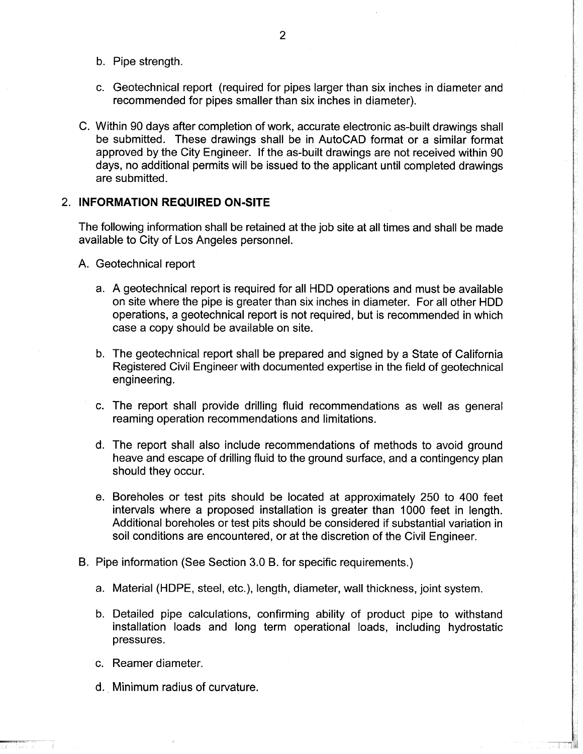b. Pipe strength.

c. Geotechnical report (required for pipes larger than six inches in diameter and recommended for pipes smaller than six inches in diameter).

C. Within 90 days after completion of work, accurate electronic as-built drawings shall be submitted. These drawings shall be in AutoCAD format or a similar format approved by the City Engineer. If the as-built drawings are not received within 90 days, no additional permits will be issued to the applicant until completed drawings are submitted.

## 2. INFORMATION REQUIRED ON-SITE

The following information shall be retained at the job site at all times and shall be made available to City of Los Angeles personnel.

A. Geotechnical report

a. A geotechnical report is required for all HDD operations and must be available on site where the pipe is greater than six inches in diameter. For all other HDD operations, a geotechnical report is not required, but is recommended in which case a copy should be available on site.

b. The geotechnical report shall be prepared and signed by a State of California Registered Civil Engineer with documented expertise in the field of geotechnical engineering.

c. The report shall provide drilling fluid recommendations as well as general reaming operation recommendations and limitations.

d. The report shall also include recommendations of methods to avoid ground heave and escape of drilling fluid to the ground surface, and a contingency plan should they occur.

e. Boreholes or test pits should be located at approximately 250 to 400 feet intervals where a proposed installation is greater than 1000 feet in length. Additional boreholes or test pits should be considered if substantial variation in soil conditions are encountered, or at the discretion of the Civil Engineer.

B. Pipe information (See Section 3.0 B. for specific requirements.)

a. Material (HDPE, steel, etc.), length, diameter, wall thickness, joint system.

b. Detailed pipe calculations, confirming ability of product pipe to withstand installation loads and long term operational loads, including hydrostatic pressures.

c. Reamer diameter.

d. Minimum radius of curvature.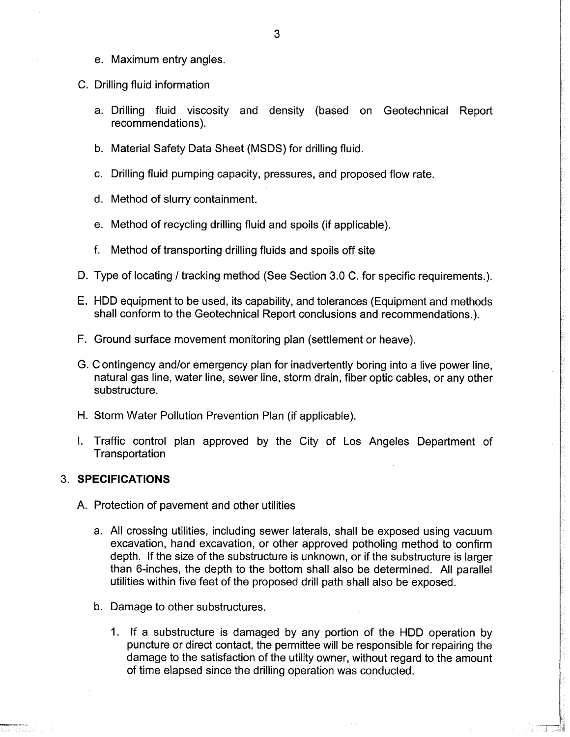e. Maximum entry angles.

C. Drilling fluid information

a. Drilling fluid viscosity and density (based on Geotechnical Report recommendations).

b. Material Safety Data Sheet (MSDS) for drilling fluid.

c. Drilling fluid pumping capacity, pressures, and proposed flow rate.

d. Method of slurry containment.

e. Method of recycling drilling fluid and spoils (if applicable).

f. Method of transporting drilling fluids and spoils off site

D. Type of locating / tracking method (See Section 3.0 C. for specific requirements.).

E. HDD equipment to be used, its capability, and tolerances (Equipment and methods shall conform to the Geotechnical Report conclusions and recommendations.).

F. Ground surface movement monitoring plan (settlement or heave).

G. C ontingency and/or emergency plan for inadvertently boring into a live power line, natural gas line, water line, sewer line, storm drain, fiber optic cables, or any other substructure.

H. Storm Water Pollution Prevention Plan (if applicable).

I. Traffic control plan approved by the City of Los Angeles Department of Transportation

## 3. SPECIFICATIONS

A. Protection of pavement and other utilities

a. All crossing utilities, including sewer laterals, shall be exposed using vacuum excavation, hand excavation, or other approved potholing method to confirm depth. If the size of the substructure is unknown, or if the substructure is larger than 6-inches, the depth to the bottom shall also be determined. All parallel utilities within five feet of the proposed drill path shall also be exposed.

b. Damage to other substructures.

1. If a substructure is damaged by any portion of the HDD operation by puncture or direct contact, the permittee will be responsible for repairing the damage to the satisfaction of the utility owner, without regard to the amount of time elapsed since the drilling operation was conducted.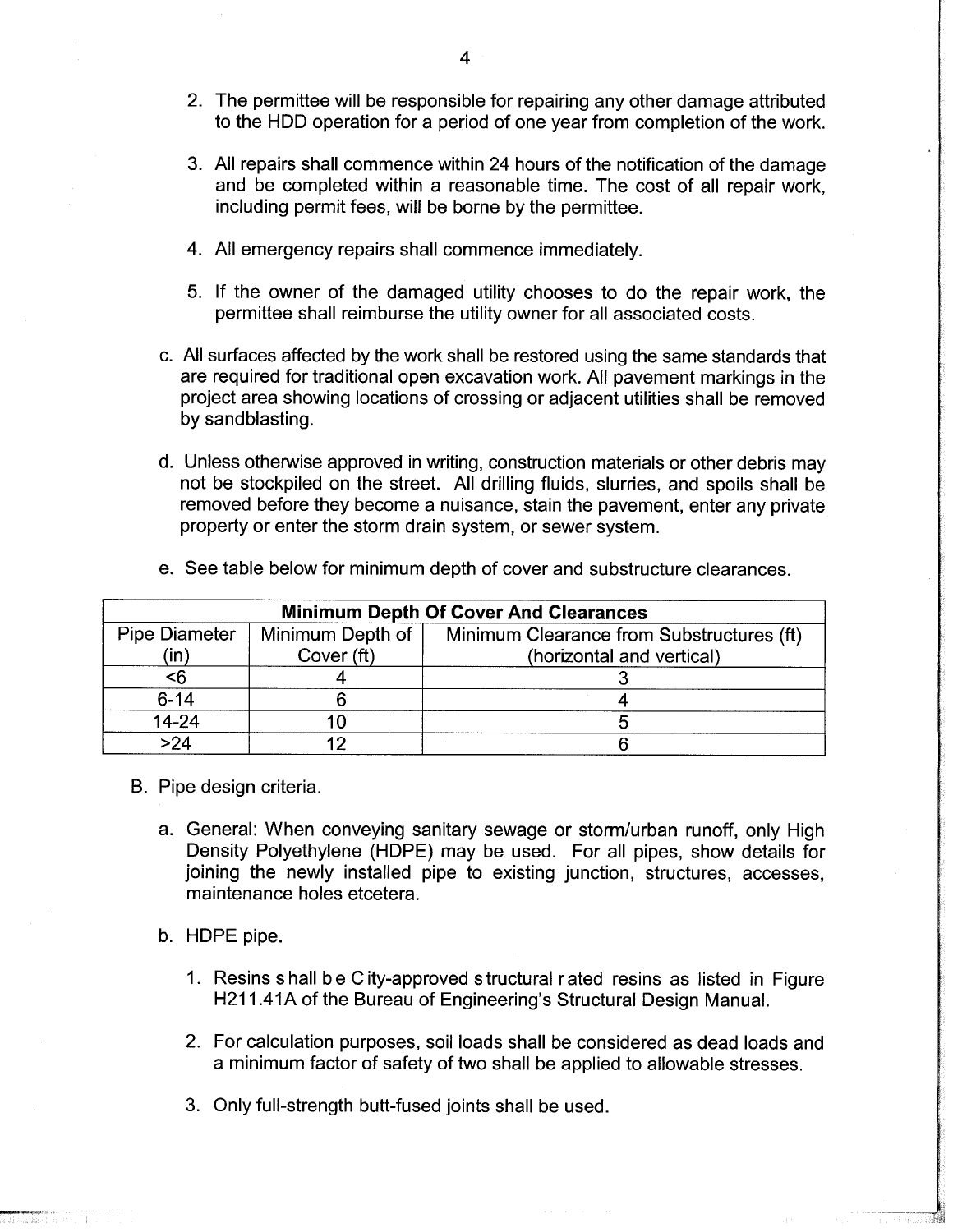2. The permittee will be responsible for repairing any other damage attributed to the HDD operation for a period of one year from completion of the work.

3. All repairs shall commence within 24 hours of the notification of the damage and be completed within a reasonable time. The cost of all repair work, including permit fees, will be borne by the permittee.

4. All emergency repairs shall commence immediately.

5. If the owner of the damaged utility chooses to do the repair work, the permittee shall reimburse the utility owner for all associated costs.

c. All surfaces affected by the work shall be restored using the same standards that are required for traditional open excavation work. All pavement markings in the project area showing locations of crossing or adjacent utilities shall be removed by sandblasting.

d. Unless otherwise approved in writing, construction materials or other debris may not be stockpiled on the street. All drilling fluids, slurries, and spoils shall be removed before they become a nuisance, stain the pavement, enter any private property or enter the storm drain system, or sewer system.

e. See table below for minimum depth of cover and substructure clearances.

| **Minimum Depth Of Cover And Clearances** | | |
|---|---|---|
| Pipe Diameter (in) | Minimum Depth of Cover (ft) | Minimum Clearance from Substructures (ft) (horizontal and vertical) |
| <6 | 4 | 3 |
| 6-14 | 6 | 4 |
| 14-24 | 10 | 5 |
| >24 | 12 | 6 |

B. Pipe design criteria.

a. General: When conveying sanitary sewage or storm/urban runoff, only High Density Polyethylene (HDPE) may be used. For all pipes, show details for joining the newly installed pipe to existing junction, structures, accesses, maintenance holes etcetera.

b. HDPE pipe.

1. Resins shall be City-approved structural rated resins as listed in Figure H211.41A of the Bureau of Engineering's Structural Design Manual.

2. For calculation purposes, soil loads shall be considered as dead loads and a minimum factor of safety of two shall be applied to allowable stresses.

3. Only full-strength butt-fused joints shall be used.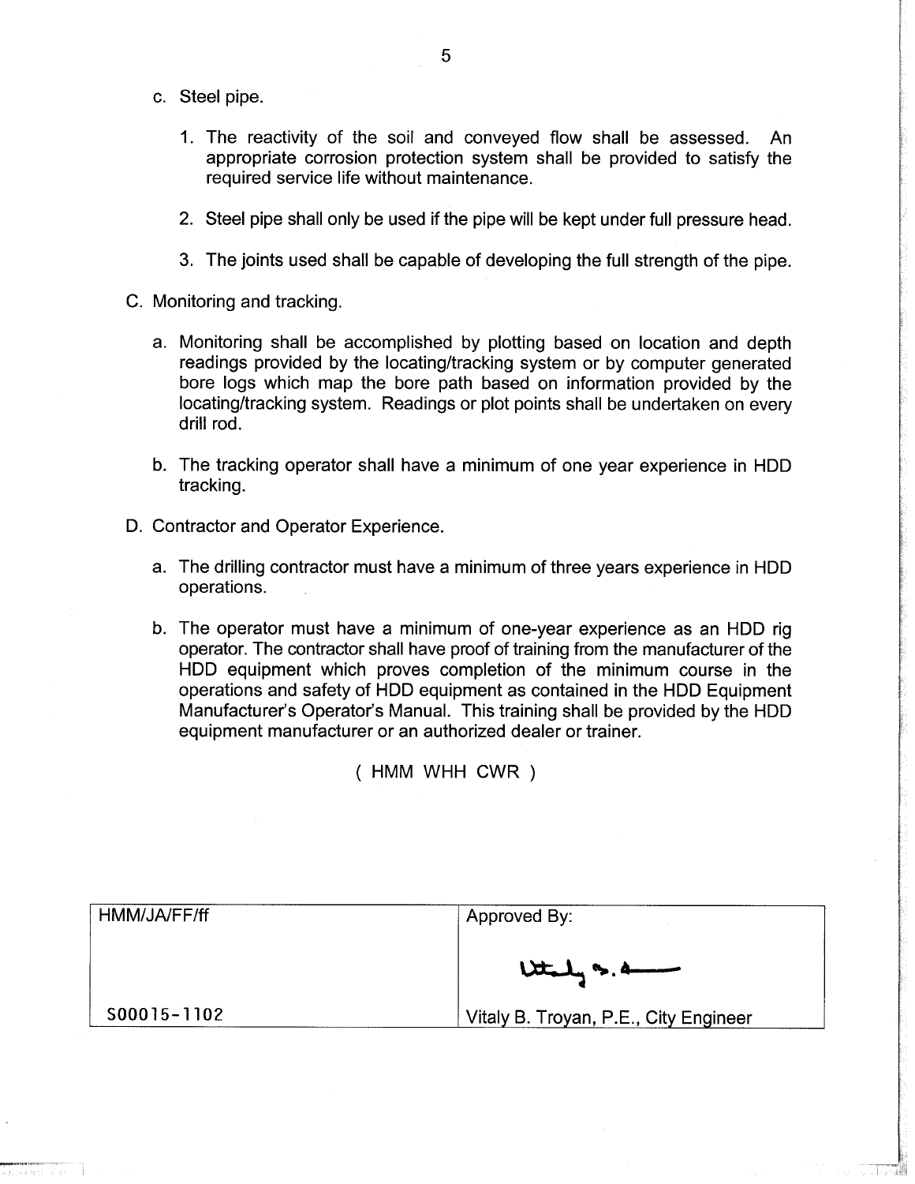c. Steel pipe.

   1. The reactivity of the soil and conveyed flow shall be assessed. An appropriate corrosion protection system shall be provided to satisfy the required service life without maintenance.

   2. Steel pipe shall only be used if the pipe will be kept under full pressure head.

   3. The joints used shall be capable of developing the full strength of the pipe.

C. Monitoring and tracking.

   a. Monitoring shall be accomplished by plotting based on location and depth readings provided by the locating/tracking system or by computer generated bore logs which map the bore path based on information provided by the locating/tracking system. Readings or plot points shall be undertaken on every drill rod.

   b. The tracking operator shall have a minimum of one year experience in HDD tracking.

D. Contractor and Operator Experience.

   a. The drilling contractor must have a minimum of three years experience in HDD operations.

   b. The operator must have a minimum of one-year experience as an HDD rig operator. The contractor shall have proof of training from the manufacturer of the HDD equipment which proves completion of the minimum course in the operations and safety of HDD equipment as contained in the HDD Equipment Manufacturer's Operator's Manual. This training shall be provided by the HDD equipment manufacturer or an authorized dealer or trainer.

( HMM WHH CWR )

| | |
|---|---|
| HMM/JA/FF/ff | Approved By: |
| S00015-1102 | Vitaly B. Troyan, P.E., City Engineer |